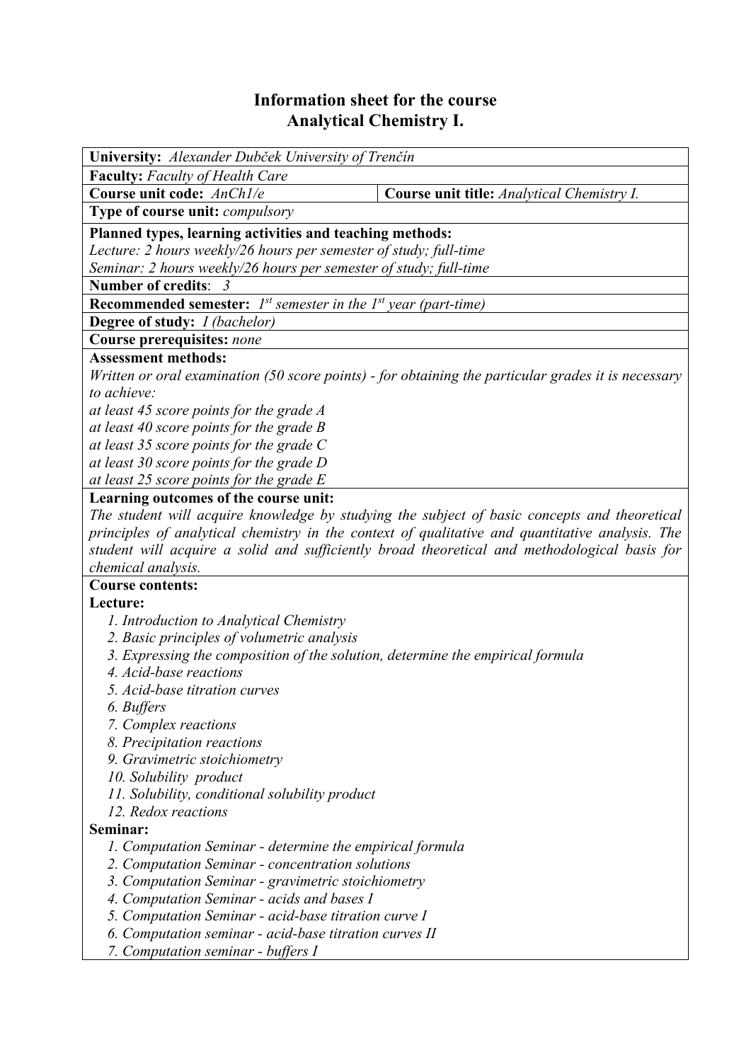# Information sheet for the course
# Analytical Chemistry I.

**University:** *Alexander Dubček University of Trenčín*

**Faculty:** *Faculty of Health Care*

| **Course unit code:** *AnCh1/e* | **Course unit title:** *Analytical Chemistry I.* |
|---|---|

**Type of course unit:** *compulsory*

**Planned types, learning activities and teaching methods:**
*Lecture: 2 hours weekly/26 hours per semester of study; full-time*
*Seminar: 2 hours weekly/26 hours per semester of study; full-time*

**Number of credits**: *3*

**Recommended semester:** *1st semester in the 1st year (part-time)*

**Degree of study:** *I (bachelor)*

**Course prerequisites:** *none*

**Assessment methods:**
*Written or oral examination (50 score points) - for obtaining the particular grades it is necessary to achieve:*
*at least 45 score points for the grade A*
*at least 40 score points for the grade B*
*at least 35 score points for the grade C*
*at least 30 score points for the grade D*
*at least 25 score points for the grade E*

**Learning outcomes of the course unit:**
*The student will acquire knowledge by studying the subject of basic concepts and theoretical principles of analytical chemistry in the context of qualitative and quantitative analysis. The student will acquire a solid and sufficiently broad theoretical and methodological basis for chemical analysis.*

**Course contents:**

**Lecture:**

1. *Introduction to Analytical Chemistry*
2. *Basic principles of volumetric analysis*
3. *Expressing the composition of the solution, determine the empirical formula*
4. *Acid-base reactions*
5. *Acid-base titration curves*
6. *Buffers*
7. *Complex reactions*
8. *Precipitation reactions*
9. *Gravimetric stoichiometry*
10. *Solubility product*
11. *Solubility, conditional solubility product*
12. *Redox reactions*

**Seminar:**

1. *Computation Seminar - determine the empirical formula*
2. *Computation Seminar - concentration solutions*
3. *Computation Seminar - gravimetric stoichiometry*
4. *Computation Seminar - acids and bases I*
5. *Computation Seminar - acid-base titration curve I*
6. *Computation seminar - acid-base titration curves II*
7. *Computation seminar - buffers I*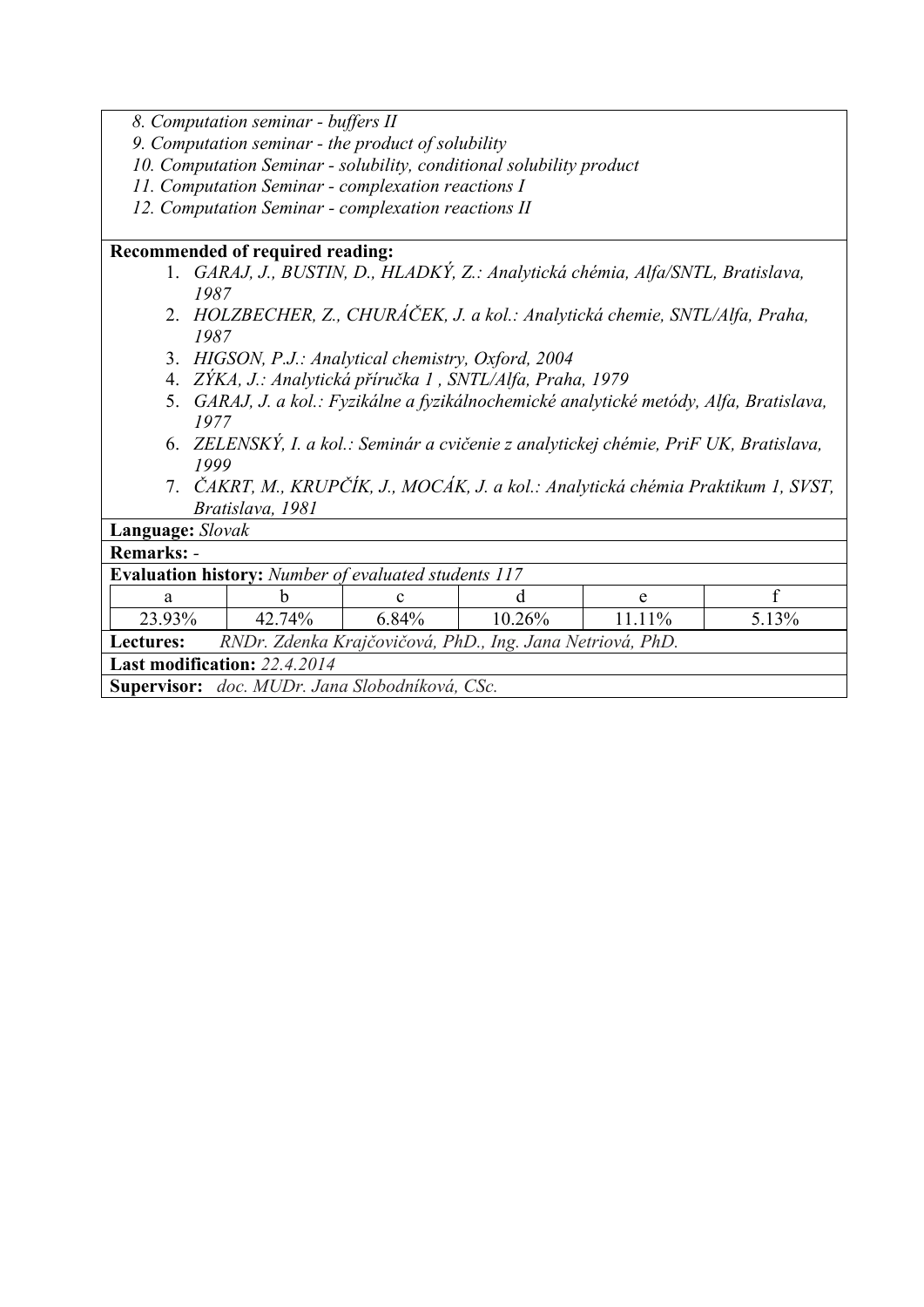*8. Computation seminar - buffers II*
*9. Computation seminar - the product of solubility*
*10. Computation Seminar - solubility, conditional solubility product*
*11. Computation Seminar - complexation reactions I*
*12. Computation Seminar - complexation reactions II*

**Recommended of required reading:**

1. *GARAJ, J., BUSTIN, D., HLADKÝ, Z.: Analytická chémia, Alfa/SNTL, Bratislava, 1987*
2. *HOLZBECHER, Z., CHURÁČEK, J. a kol.: Analytická chemie, SNTL/Alfa, Praha, 1987*
3. *HIGSON, P.J.: Analytical chemistry, Oxford, 2004*
4. *ZÝKA, J.: Analytická příručka 1 , SNTL/Alfa, Praha, 1979*
5. *GARAJ, J. a kol.: Fyzikálne a fyzikálnochemické analytické metódy, Alfa, Bratislava, 1977*
6. *ZELENSKÝ, I. a kol.: Seminár a cvičenie z analytickej chémie, PriF UK, Bratislava, 1999*
7. *ČAKRT, M., KRUPČÍK, J., MOCÁK, J. a kol.: Analytická chémia Praktikum 1, SVST, Bratislava, 1981*

**Language:** *Slovak*

**Remarks:** -

**Evaluation history:** *Number of evaluated students 117*

| a | b | c | d | e | f |
|---|---|---|---|---|---|
| 23.93% | 42.74% | 6.84% | 10.26% | 11.11% | 5.13% |

**Lectures:** *RNDr. Zdenka Krajčovičová, PhD., Ing. Jana Netriová, PhD.*

**Last modification:** *22.4.2014*

**Supervisor:** *doc. MUDr. Jana Slobodníková, CSc.*